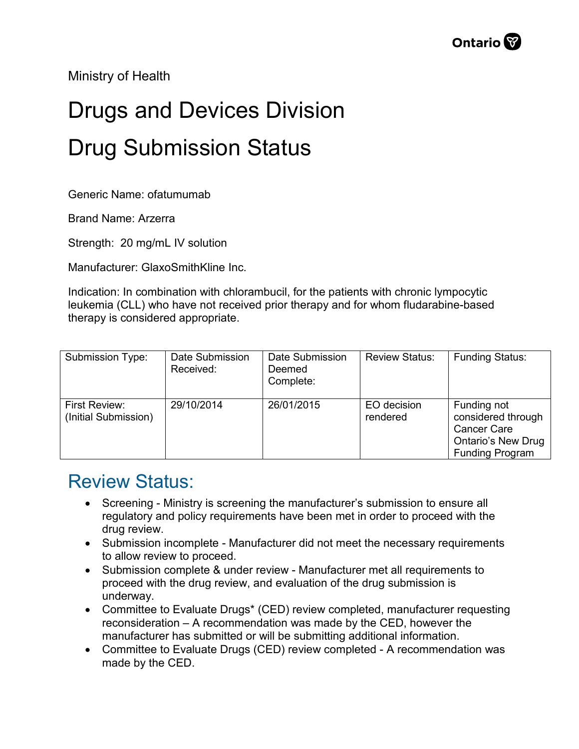Ministry of Health

# Drugs and Devices Division

# Drug Submission Status

Generic Name: ofatumumab

Brand Name: Arzerra

Strength: 20 mg/mL IV solution

Manufacturer: GlaxoSmithKline Inc.

Indication: In combination with chlorambucil, for the patients with chronic lympocytic leukemia (CLL) who have not received prior therapy and for whom fludarabine-based therapy is considered appropriate.

| Submission Type: | Date Submission Received: | Date Submission Deemed Complete: | Review Status: | Funding Status: |
|---|---|---|---|---|
| First Review: (Initial Submission) | 29/10/2014 | 26/01/2015 | EO decision rendered | Funding not considered through Cancer Care Ontario's New Drug Funding Program |

## Review Status:

- Screening - Ministry is screening the manufacturer's submission to ensure all regulatory and policy requirements have been met in order to proceed with the drug review.
- Submission incomplete - Manufacturer did not meet the necessary requirements to allow review to proceed.
- Submission complete & under review - Manufacturer met all requirements to proceed with the drug review, and evaluation of the drug submission is underway.
- Committee to Evaluate Drugs* (CED) review completed, manufacturer requesting reconsideration – A recommendation was made by the CED, however the manufacturer has submitted or will be submitting additional information.
- Committee to Evaluate Drugs (CED) review completed - A recommendation was made by the CED.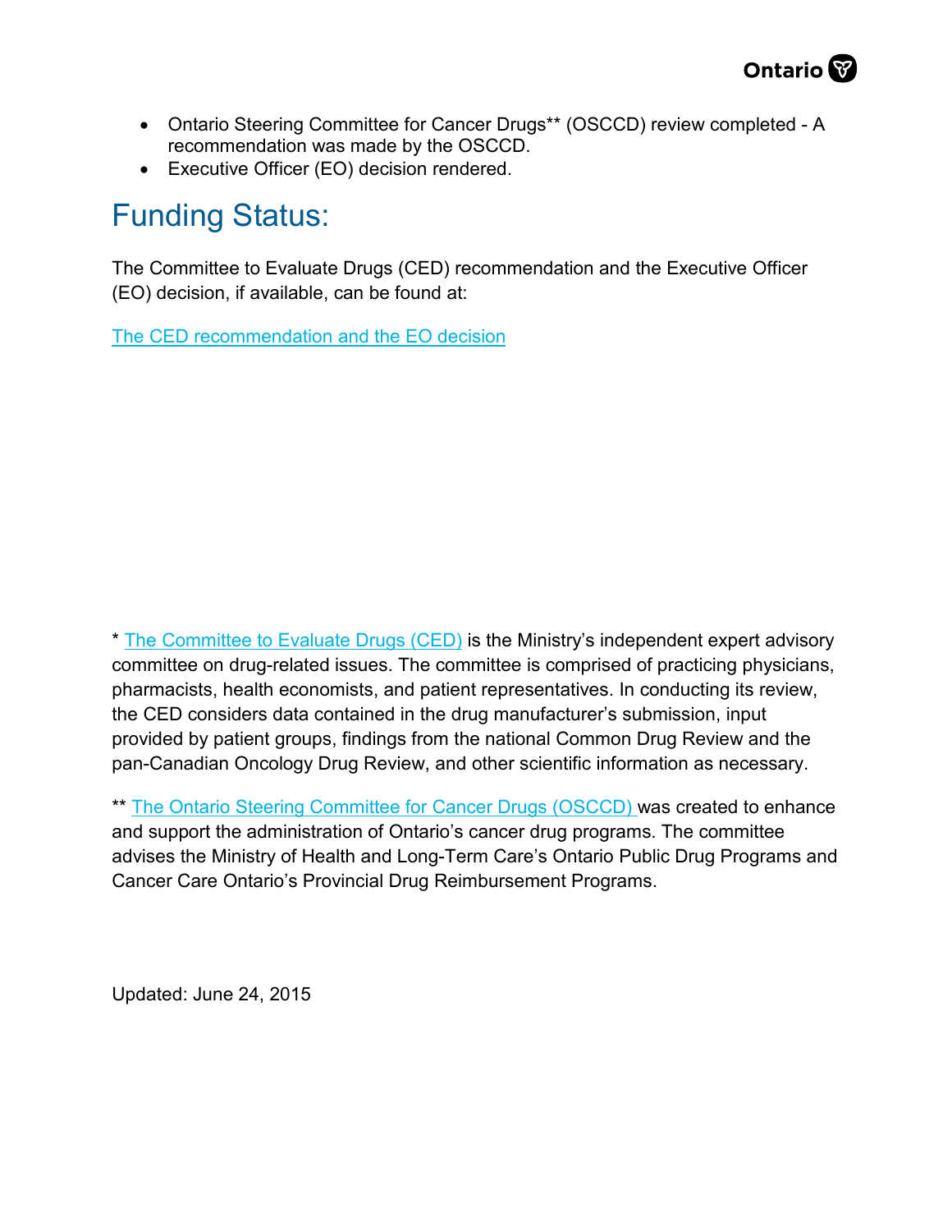- Ontario Steering Committee for Cancer Drugs** (OSCCD) review completed - A recommendation was made by the OSCCD.
- Executive Officer (EO) decision rendered.

## Funding Status:

The Committee to Evaluate Drugs (CED) recommendation and the Executive Officer (EO) decision, if available, can be found at:

The CED recommendation and the EO decision

* The Committee to Evaluate Drugs (CED) is the Ministry's independent expert advisory committee on drug-related issues. The committee is comprised of practicing physicians, pharmacists, health economists, and patient representatives. In conducting its review, the CED considers data contained in the drug manufacturer's submission, input provided by patient groups, findings from the national Common Drug Review and the pan-Canadian Oncology Drug Review, and other scientific information as necessary.

** The Ontario Steering Committee for Cancer Drugs (OSCCD) was created to enhance and support the administration of Ontario's cancer drug programs. The committee advises the Ministry of Health and Long-Term Care's Ontario Public Drug Programs and Cancer Care Ontario's Provincial Drug Reimbursement Programs.

Updated: June 24, 2015